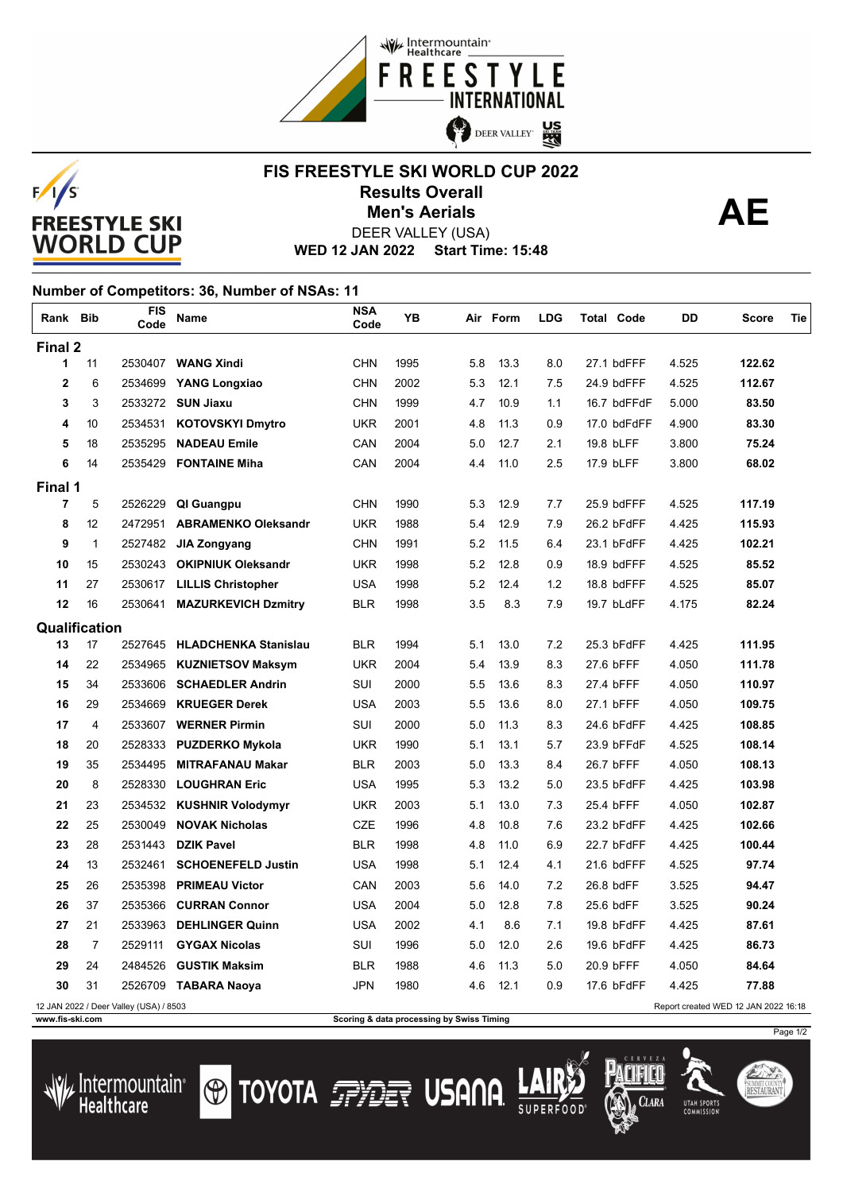# FIS FREESTYLE SKI WORLD CUP 2022

## Results Overall

## Men's Aerials

**AE**

DEER VALLEY (USA)

**WED 12 JAN 2022 Start Time: 15:48**

### Number of Competitors: 36, Number of NSAs: 11

| Rank | Bib | FIS Code | Name | NSA Code | YB | Air | Form | LDG | Total | Code | DD | Score | Tie |
|---|---|---|---|---|---|---|---|---|---|---|---|---|---|
| **Final 2** | | | | | | | | | | | | | |
| 1 | 11 | 2530407 | **WANG Xindi** | CHN | 1995 | 5.8 | 13.3 | 8.0 | 27.1 | bdFFF | 4.525 | **122.62** | |
| 2 | 6 | 2534699 | **YANG Longxiao** | CHN | 2002 | 5.3 | 12.1 | 7.5 | 24.9 | bdFFF | 4.525 | **112.67** | |
| 3 | 3 | 2533272 | **SUN Jiaxu** | CHN | 1999 | 4.7 | 10.9 | 1.1 | 16.7 | bdFFdF | 5.000 | **83.50** | |
| 4 | 10 | 2534531 | **KOTOVSKYI Dmytro** | UKR | 2001 | 4.8 | 11.3 | 0.9 | 17.0 | bdFdFF | 4.900 | **83.30** | |
| 5 | 18 | 2535295 | **NADEAU Emile** | CAN | 2004 | 5.0 | 12.7 | 2.1 | 19.8 | bLFF | 3.800 | **75.24** | |
| 6 | 14 | 2535429 | **FONTAINE Miha** | CAN | 2004 | 4.4 | 11.0 | 2.5 | 17.9 | bLFF | 3.800 | **68.02** | |
| **Final 1** | | | | | | | | | | | | | |
| 7 | 5 | 2526229 | **QI Guangpu** | CHN | 1990 | 5.3 | 12.9 | 7.7 | 25.9 | bdFFF | 4.525 | **117.19** | |
| 8 | 12 | 2472951 | **ABRAMENKO Oleksandr** | UKR | 1988 | 5.4 | 12.9 | 7.9 | 26.2 | bFdFF | 4.425 | **115.93** | |
| 9 | 1 | 2527482 | **JIA Zongyang** | CHN | 1991 | 5.2 | 11.5 | 6.4 | 23.1 | bFdFF | 4.425 | **102.21** | |
| 10 | 15 | 2530243 | **OKIPNIUK Oleksandr** | UKR | 1998 | 5.2 | 12.8 | 0.9 | 18.9 | bdFFF | 4.525 | **85.52** | |
| 11 | 27 | 2530617 | **LILLIS Christopher** | USA | 1998 | 5.2 | 12.4 | 1.2 | 18.8 | bdFFF | 4.525 | **85.07** | |
| 12 | 16 | 2530641 | **MAZURKEVICH Dzmitry** | BLR | 1998 | 3.5 | 8.3 | 7.9 | 19.7 | bLdFF | 4.175 | **82.24** | |
| **Qualification** | | | | | | | | | | | | | |
| 13 | 17 | 2527645 | **HLADCHENKA Stanislau** | BLR | 1994 | 5.1 | 13.0 | 7.2 | 25.3 | bFdFF | 4.425 | **111.95** | |
| 14 | 22 | 2534965 | **KUZNIETSOV Maksym** | UKR | 2004 | 5.4 | 13.9 | 8.3 | 27.6 | bFFF | 4.050 | **111.78** | |
| 15 | 34 | 2533606 | **SCHAEDLER Andrin** | SUI | 2000 | 5.5 | 13.6 | 8.3 | 27.4 | bFFF | 4.050 | **110.97** | |
| 16 | 29 | 2534669 | **KRUEGER Derek** | USA | 2003 | 5.5 | 13.6 | 8.0 | 27.1 | bFFF | 4.050 | **109.75** | |
| 17 | 4 | 2533607 | **WERNER Pirmin** | SUI | 2000 | 5.0 | 11.3 | 8.3 | 24.6 | bFdFF | 4.425 | **108.85** | |
| 18 | 20 | 2528333 | **PUZDERKO Mykola** | UKR | 1990 | 5.1 | 13.1 | 5.7 | 23.9 | bFFdF | 4.525 | **108.14** | |
| 19 | 35 | 2534495 | **MITRAFANAU Makar** | BLR | 2003 | 5.0 | 13.3 | 8.4 | 26.7 | bFFF | 4.050 | **108.13** | |
| 20 | 8 | 2528330 | **LOUGHRAN Eric** | USA | 1995 | 5.3 | 13.2 | 5.0 | 23.5 | bFdFF | 4.425 | **103.98** | |
| 21 | 23 | 2534532 | **KUSHNIR Volodymyr** | UKR | 2003 | 5.1 | 13.0 | 7.3 | 25.4 | bFFF | 4.050 | **102.87** | |
| 22 | 25 | 2530049 | **NOVAK Nicholas** | CZE | 1996 | 4.8 | 10.8 | 7.6 | 23.2 | bFdFF | 4.425 | **102.66** | |
| 23 | 28 | 2531443 | **DZIK Pavel** | BLR | 1998 | 4.8 | 11.0 | 6.9 | 22.7 | bFdFF | 4.425 | **100.44** | |
| 24 | 13 | 2532461 | **SCHOENEFELD Justin** | USA | 1998 | 5.1 | 12.4 | 4.1 | 21.6 | bdFFF | 4.525 | **97.74** | |
| 25 | 26 | 2535398 | **PRIMEAU Victor** | CAN | 2003 | 5.6 | 14.0 | 7.2 | 26.8 | bdFF | 3.525 | **94.47** | |
| 26 | 37 | 2535366 | **CURRAN Connor** | USA | 2004 | 5.0 | 12.8 | 7.8 | 25.6 | bdFF | 3.525 | **90.24** | |
| 27 | 21 | 2533963 | **DEHLINGER Quinn** | USA | 2002 | 4.1 | 8.6 | 7.1 | 19.8 | bFdFF | 4.425 | **87.61** | |
| 28 | 7 | 2529111 | **GYGAX Nicolas** | SUI | 1996 | 5.0 | 12.0 | 2.6 | 19.6 | bFdFF | 4.425 | **86.73** | |
| 29 | 24 | 2484526 | **GUSTIK Maksim** | BLR | 1988 | 4.6 | 11.3 | 5.0 | 20.9 | bFFF | 4.050 | **84.64** | |
| 30 | 31 | 2526709 | **TABARA Naoya** | JPN | 1980 | 4.6 | 12.1 | 0.9 | 17.6 | bFdFF | 4.425 | **77.88** | |

12 JAN 2022 / Deer Valley (USA) / 8503

Report created WED 12 JAN 2022 16:18

www.fis-ski.com

Scoring & data processing by Swiss Timing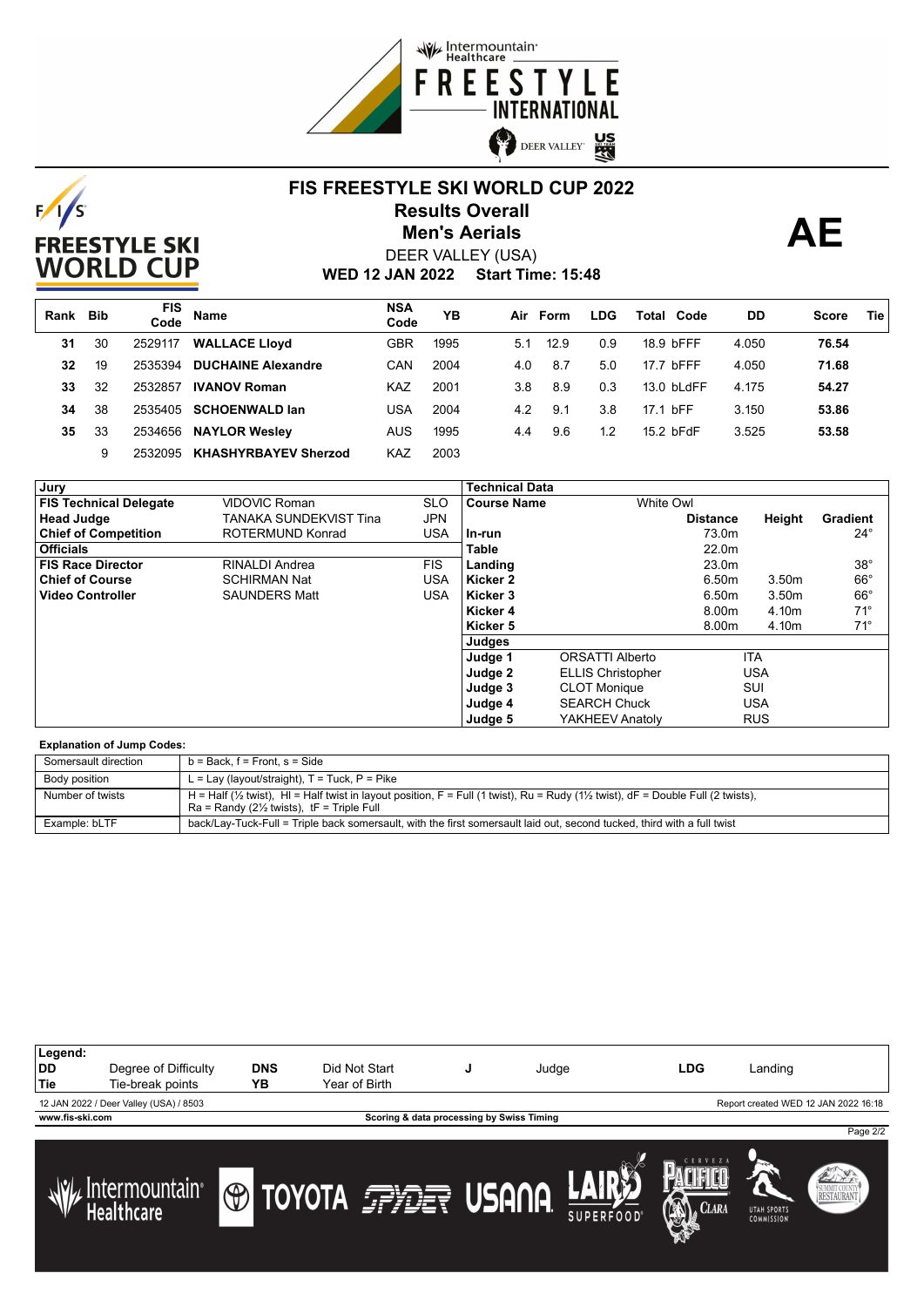# FIS FREESTYLE SKI WORLD CUP 2022

## Results Overall

## Men's Aerials

DEER VALLEY (USA)

**WED 12 JAN 2022 Start Time: 15:48**

**AE**

| Rank | Bib | FIS Code | Name | NSA Code | YB | Air | Form | LDG | Total | Code | DD | Score | Tie |
|---|---|---|---|---|---|---|---|---|---|---|---|---|---|
| **31** | 30 | 2529117 | **WALLACE Lloyd** | GBR | 1995 | 5.1 | 12.9 | 0.9 | 18.9 | bFFF | 4.050 | **76.54** | |
| **32** | 19 | 2535394 | **DUCHAINE Alexandre** | CAN | 2004 | 4.0 | 8.7 | 5.0 | 17.7 | bFFF | 4.050 | **71.68** | |
| **33** | 32 | 2532857 | **IVANOV Roman** | KAZ | 2001 | 3.8 | 8.9 | 0.3 | 13.0 | bLdFF | 4.175 | **54.27** | |
| **34** | 38 | 2535405 | **SCHOENWALD Ian** | USA | 2004 | 4.2 | 9.1 | 3.8 | 17.1 | bFF | 3.150 | **53.86** | |
| **35** | 33 | 2534656 | **NAYLOR Wesley** | AUS | 1995 | 4.4 | 9.6 | 1.2 | 15.2 | bFdF | 3.525 | **53.58** | |
| | 9 | 2532095 | **KHASHYRBAYEV Sherzod** | KAZ | 2003 | | | | | | | | |

| Jury | | |
|---|---|---|
| **FIS Technical Delegate** | VIDOVIC Roman | SLO |
| **Head Judge** | TANAKA SUNDEKVIST Tina | JPN |
| **Chief of Competition** | ROTERMUND Konrad | USA |
| **Officials** | | |
| **FIS Race Director** | RINALDI Andrea | FIS |
| **Chief of Course** | SCHIRMAN Nat | USA |
| **Video Controller** | SAUNDERS Matt | USA |

| Technical Data | | | |
|---|---|---|---|
| **Course Name** | White Owl | | |
| | **Distance** | **Height** | **Gradient** |
| **In-run** | 73.0m | | 24° |
| **Table** | 22.0m | | |
| **Landing** | 23.0m | | 38° |
| **Kicker 2** | 6.50m | 3.50m | 66° |
| **Kicker 3** | 6.50m | 3.50m | 66° |
| **Kicker 4** | 8.00m | 4.10m | 71° |
| **Kicker 5** | 8.00m | 4.10m | 71° |

| Judges | | |
|---|---|---|
| **Judge 1** | ORSATTI Alberto | ITA |
| **Judge 2** | ELLIS Christopher | USA |
| **Judge 3** | CLOT Monique | SUI |
| **Judge 4** | SEARCH Chuck | USA |
| **Judge 5** | YAKHEEV Anatoly | RUS |

**Explanation of Jump Codes:**

| | |
|---|---|
| Somersault direction | b = Back, f = Front, s = Side |
| Body position | L = Lay (layout/straight), T = Tuck, P = Pike |
| Number of twists | H = Half (½ twist), Hl = Half twist in layout position, F = Full (1 twist), Ru = Rudy (1½ twist), dF = Double Full (2 twists), Ra = Randy (2½ twists), tF = Triple Full |
| Example: bLTF | back/Lay-Tuck-Full = Triple back somersault, with the first somersault laid out, second tucked, third with a full twist |

| Legend: | | | | | | | |
|---|---|---|---|---|---|---|---|
| **DD** | Degree of Difficulty | **DNS** | Did Not Start | **J** | Judge | **LDG** | Landing |
| **Tie** | Tie-break points | **YB** | Year of Birth | | | | |

12 JAN 2022 / Deer Valley (USA) / 8503 — Report created WED 12 JAN 2022 16:18

www.fis-ski.com — Scoring & data processing by Swiss Timing